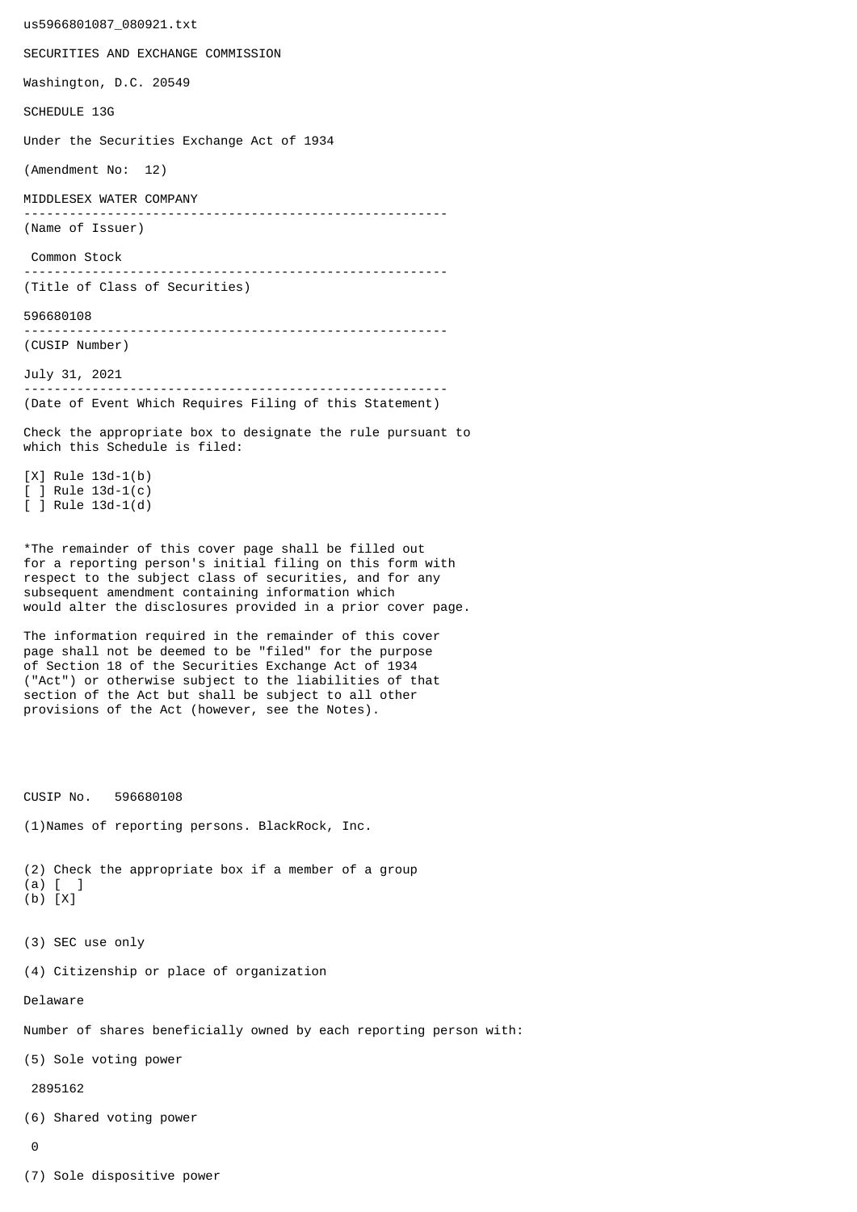us5966801087_080921.txt

SECURITIES AND EXCHANGE COMMISSION

Washington, D.C. 20549

SCHEDULE 13G

Under the Securities Exchange Act of 1934

(Amendment No: 12)

MIDDLESEX WATER COMPANY

---

(Name of Issuer)

Common Stock

---

(Title of Class of Securities)

596680108

---

(CUSIP Number)

July 31, 2021

---

(Date of Event Which Requires Filing of this Statement)

Check the appropriate box to designate the rule pursuant to which this Schedule is filed:

[X] Rule 13d-1(b)
[ ] Rule 13d-1(c)
[ ] Rule 13d-1(d)

*The remainder of this cover page shall be filled out for a reporting person's initial filing on this form with respect to the subject class of securities, and for any subsequent amendment containing information which would alter the disclosures provided in a prior cover page.

The information required in the remainder of this cover page shall not be deemed to be "filed" for the purpose of Section 18 of the Securities Exchange Act of 1934 ("Act") or otherwise subject to the liabilities of that section of the Act but shall be subject to all other provisions of the Act (however, see the Notes).

CUSIP No. 596680108

(1)Names of reporting persons. BlackRock, Inc.

(2) Check the appropriate box if a member of a group
(a) [ ]
(b) [X]

(3) SEC use only

(4) Citizenship or place of organization

Delaware

Number of shares beneficially owned by each reporting person with:

(5) Sole voting power

2895162

(6) Shared voting power

0

(7) Sole dispositive power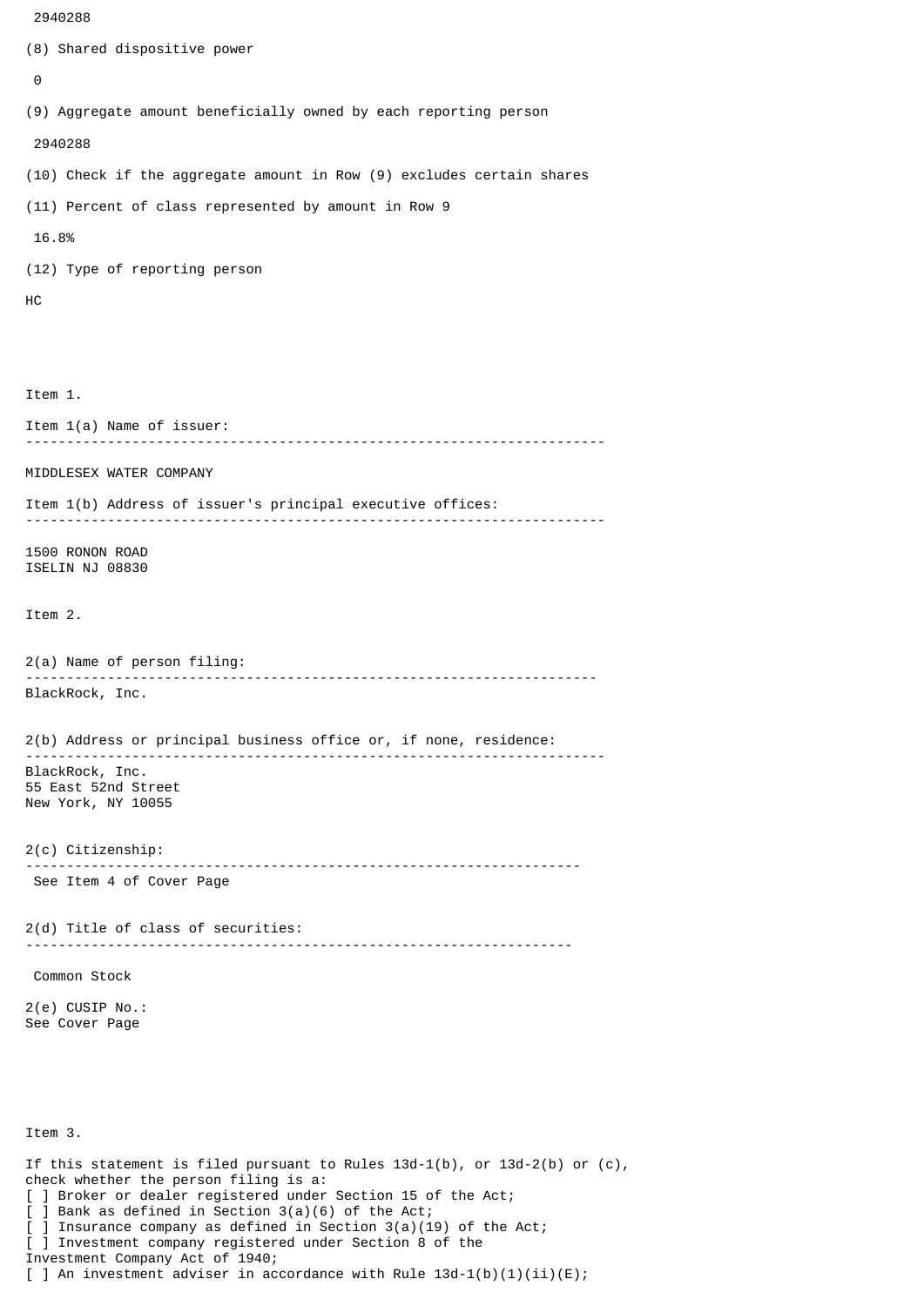2940288

(8) Shared dispositive power

0

(9) Aggregate amount beneficially owned by each reporting person

2940288

(10) Check if the aggregate amount in Row (9) excludes certain shares

(11) Percent of class represented by amount in Row 9

16.8%

(12) Type of reporting person

HC

Item 1.

Item 1(a) Name of issuer:

---

MIDDLESEX WATER COMPANY

Item 1(b) Address of issuer's principal executive offices:

---

1500 RONON ROAD
ISELIN NJ 08830

Item 2.

2(a) Name of person filing:

---

BlackRock, Inc.

2(b) Address or principal business office or, if none, residence:

---

BlackRock, Inc.
55 East 52nd Street
New York, NY 10055

2(c) Citizenship:

---

See Item 4 of Cover Page

2(d) Title of class of securities:

---

Common Stock

2(e) CUSIP No.:
See Cover Page

Item 3.

If this statement is filed pursuant to Rules 13d-1(b), or 13d-2(b) or (c), check whether the person filing is a:
[ ] Broker or dealer registered under Section 15 of the Act;
[ ] Bank as defined in Section 3(a)(6) of the Act;
[ ] Insurance company as defined in Section 3(a)(19) of the Act;
[ ] Investment company registered under Section 8 of the Investment Company Act of 1940;
[ ] An investment adviser in accordance with Rule 13d-1(b)(1)(ii)(E);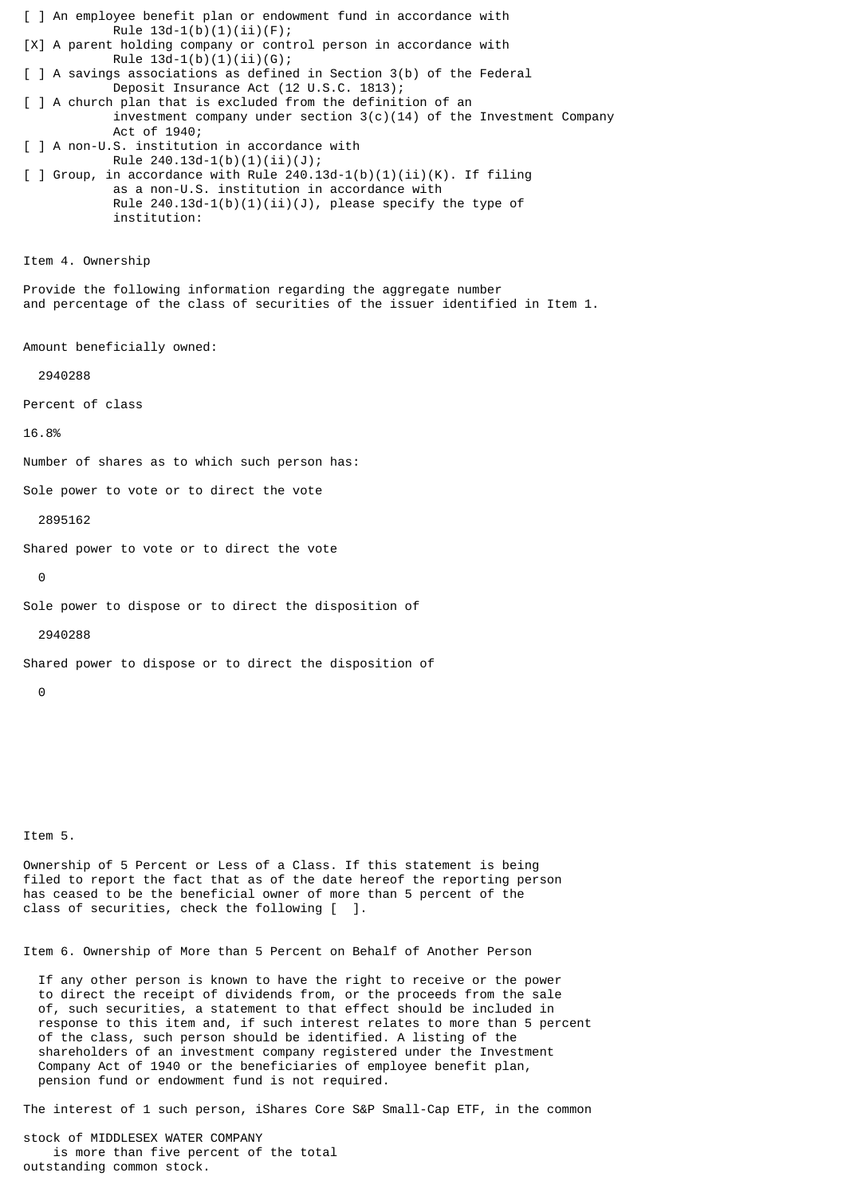[ ] An employee benefit plan or endowment fund in accordance with Rule 13d-1(b)(1)(ii)(F);

[X] A parent holding company or control person in accordance with Rule 13d-1(b)(1)(ii)(G);

[ ] A savings associations as defined in Section 3(b) of the Federal Deposit Insurance Act (12 U.S.C. 1813);

[ ] A church plan that is excluded from the definition of an investment company under section 3(c)(14) of the Investment Company Act of 1940;

[ ] A non-U.S. institution in accordance with Rule 240.13d-1(b)(1)(ii)(J);

[ ] Group, in accordance with Rule 240.13d-1(b)(1)(ii)(K). If filing as a non-U.S. institution in accordance with Rule 240.13d-1(b)(1)(ii)(J), please specify the type of institution:

Item 4. Ownership

Provide the following information regarding the aggregate number and percentage of the class of securities of the issuer identified in Item 1.

Amount beneficially owned:

2940288

Percent of class

16.8%

Number of shares as to which such person has:

Sole power to vote or to direct the vote

2895162

Shared power to vote or to direct the vote

0

Sole power to dispose or to direct the disposition of

2940288

Shared power to dispose or to direct the disposition of

0

Item 5.

Ownership of 5 Percent or Less of a Class. If this statement is being filed to report the fact that as of the date hereof the reporting person has ceased to be the beneficial owner of more than 5 percent of the class of securities, check the following [ ].

Item 6. Ownership of More than 5 Percent on Behalf of Another Person

If any other person is known to have the right to receive or the power to direct the receipt of dividends from, or the proceeds from the sale of, such securities, a statement to that effect should be included in response to this item and, if such interest relates to more than 5 percent of the class, such person should be identified. A listing of the shareholders of an investment company registered under the Investment Company Act of 1940 or the beneficiaries of employee benefit plan, pension fund or endowment fund is not required.

The interest of 1 such person, iShares Core S&P Small-Cap ETF, in the common stock of MIDDLESEX WATER COMPANY is more than five percent of the total outstanding common stock.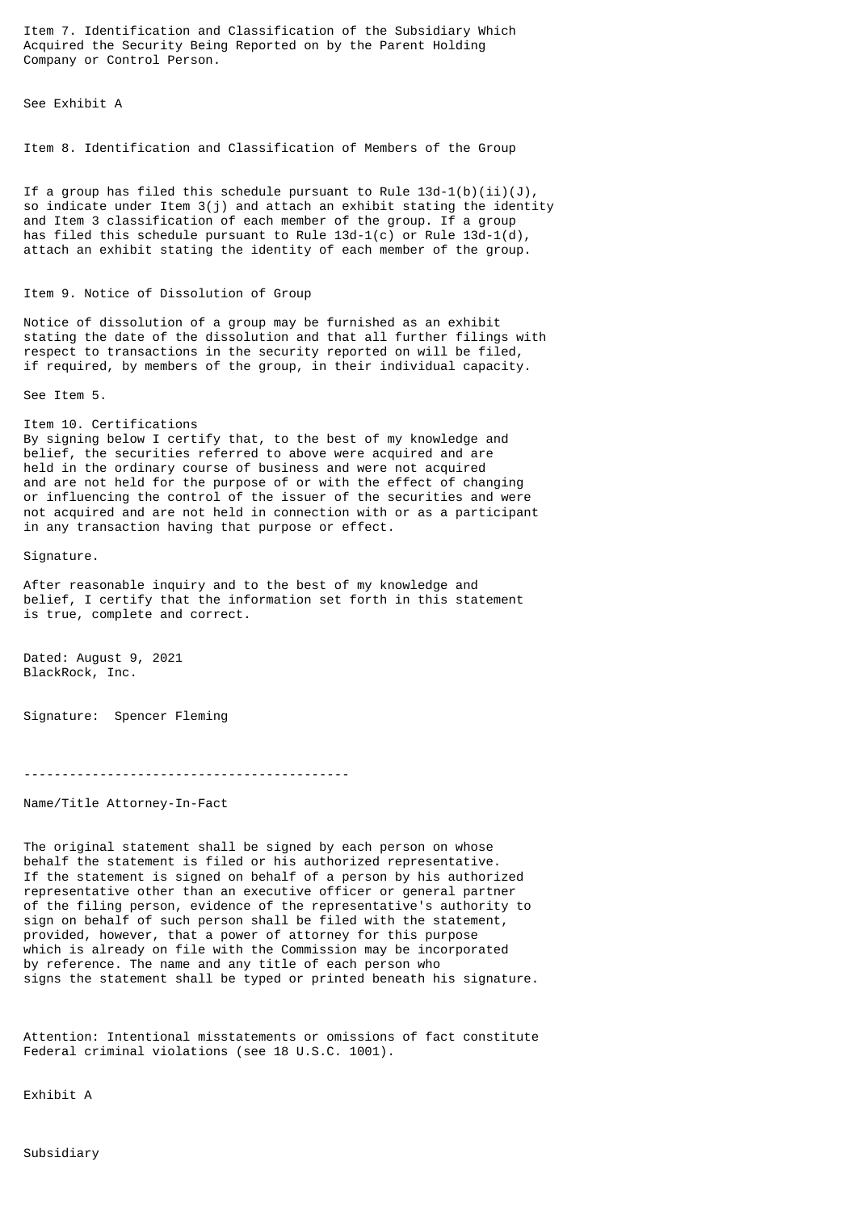Item 7. Identification and Classification of the Subsidiary Which Acquired the Security Being Reported on by the Parent Holding Company or Control Person.

See Exhibit A

Item 8. Identification and Classification of Members of the Group

If a group has filed this schedule pursuant to Rule 13d-1(b)(ii)(J), so indicate under Item 3(j) and attach an exhibit stating the identity and Item 3 classification of each member of the group. If a group has filed this schedule pursuant to Rule 13d-1(c) or Rule 13d-1(d), attach an exhibit stating the identity of each member of the group.

Item 9. Notice of Dissolution of Group

Notice of dissolution of a group may be furnished as an exhibit stating the date of the dissolution and that all further filings with respect to transactions in the security reported on will be filed, if required, by members of the group, in their individual capacity.

See Item 5.

Item 10. Certifications

By signing below I certify that, to the best of my knowledge and belief, the securities referred to above were acquired and are held in the ordinary course of business and were not acquired and are not held for the purpose of or with the effect of changing or influencing the control of the issuer of the securities and were not acquired and are not held in connection with or as a participant in any transaction having that purpose or effect.

Signature.

After reasonable inquiry and to the best of my knowledge and belief, I certify that the information set forth in this statement is true, complete and correct.

Dated: August 9, 2021

BlackRock, Inc.

Signature: Spencer Fleming

-------------------------------------------

Name/Title Attorney-In-Fact

The original statement shall be signed by each person on whose behalf the statement is filed or his authorized representative. If the statement is signed on behalf of a person by his authorized representative other than an executive officer or general partner of the filing person, evidence of the representative's authority to sign on behalf of such person shall be filed with the statement, provided, however, that a power of attorney for this purpose which is already on file with the Commission may be incorporated by reference. The name and any title of each person who signs the statement shall be typed or printed beneath his signature.

Attention: Intentional misstatements or omissions of fact constitute Federal criminal violations (see 18 U.S.C. 1001).

Exhibit A

Subsidiary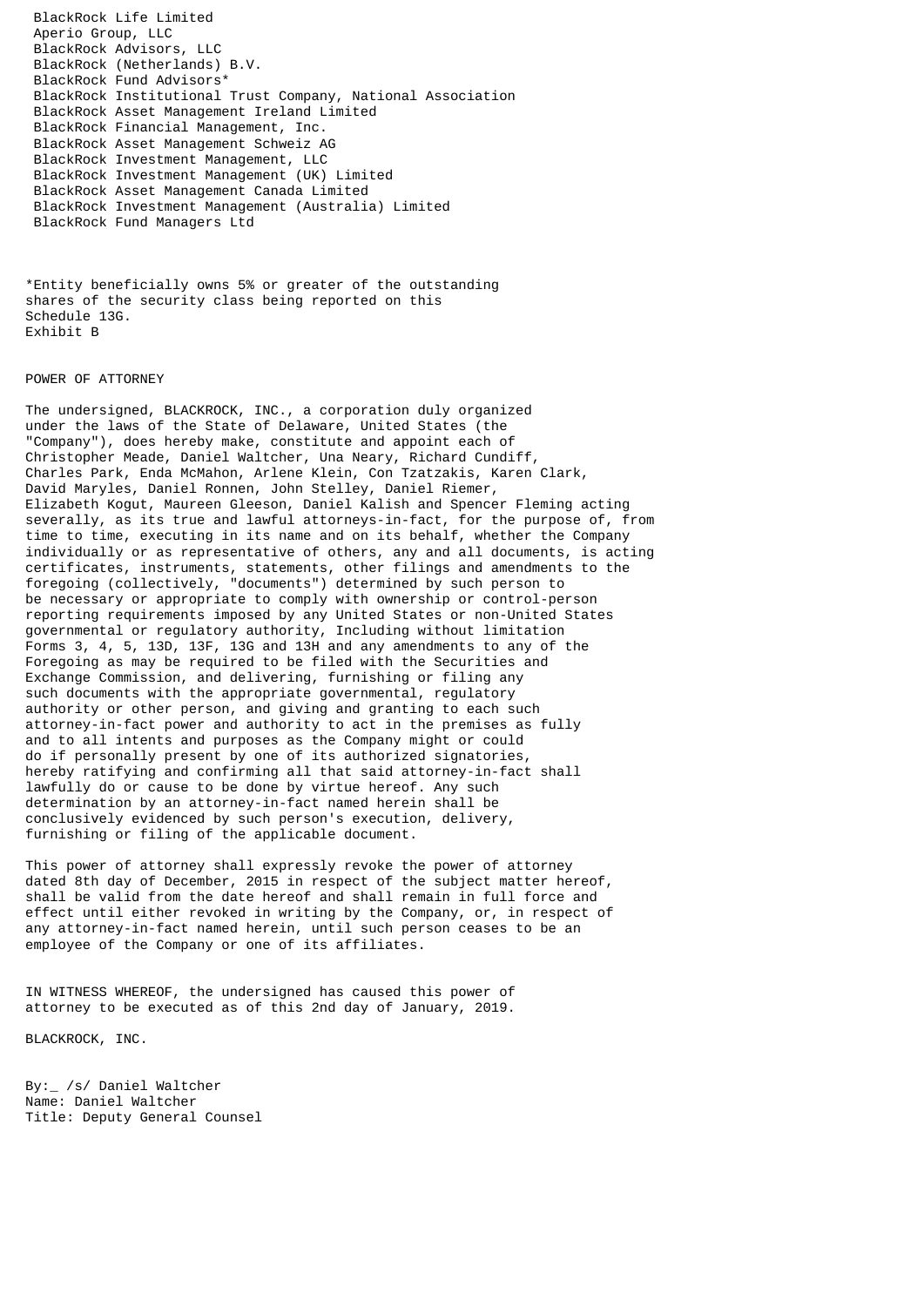BlackRock Life Limited
Aperio Group, LLC
BlackRock Advisors, LLC
BlackRock (Netherlands) B.V.
BlackRock Fund Advisors*
BlackRock Institutional Trust Company, National Association
BlackRock Asset Management Ireland Limited
BlackRock Financial Management, Inc.
BlackRock Asset Management Schweiz AG
BlackRock Investment Management, LLC
BlackRock Investment Management (UK) Limited
BlackRock Asset Management Canada Limited
BlackRock Investment Management (Australia) Limited
BlackRock Fund Managers Ltd

*Entity beneficially owns 5% or greater of the outstanding shares of the security class being reported on this Schedule 13G.

Exhibit B

POWER OF ATTORNEY

The undersigned, BLACKROCK, INC., a corporation duly organized under the laws of the State of Delaware, United States (the "Company"), does hereby make, constitute and appoint each of Christopher Meade, Daniel Waltcher, Una Neary, Richard Cundiff, Charles Park, Enda McMahon, Arlene Klein, Con Tzatzakis, Karen Clark, David Maryles, Daniel Ronnen, John Stelley, Daniel Riemer, Elizabeth Kogut, Maureen Gleeson, Daniel Kalish and Spencer Fleming acting severally, as its true and lawful attorneys-in-fact, for the purpose of, from time to time, executing in its name and on its behalf, whether the Company individually or as representative of others, any and all documents, is acting certificates, instruments, statements, other filings and amendments to the foregoing (collectively, "documents") determined by such person to be necessary or appropriate to comply with ownership or control-person reporting requirements imposed by any United States or non-United States governmental or regulatory authority, Including without limitation Forms 3, 4, 5, 13D, 13F, 13G and 13H and any amendments to any of the Foregoing as may be required to be filed with the Securities and Exchange Commission, and delivering, furnishing or filing any such documents with the appropriate governmental, regulatory authority or other person, and giving and granting to each such attorney-in-fact power and authority to act in the premises as fully and to all intents and purposes as the Company might or could do if personally present by one of its authorized signatories, hereby ratifying and confirming all that said attorney-in-fact shall lawfully do or cause to be done by virtue hereof. Any such determination by an attorney-in-fact named herein shall be conclusively evidenced by such person's execution, delivery, furnishing or filing of the applicable document.

This power of attorney shall expressly revoke the power of attorney dated 8th day of December, 2015 in respect of the subject matter hereof, shall be valid from the date hereof and shall remain in full force and effect until either revoked in writing by the Company, or, in respect of any attorney-in-fact named herein, until such person ceases to be an employee of the Company or one of its affiliates.

IN WITNESS WHEREOF, the undersigned has caused this power of attorney to be executed as of this 2nd day of January, 2019.

BLACKROCK, INC.

By:_ /s/ Daniel Waltcher
Name: Daniel Waltcher
Title: Deputy General Counsel